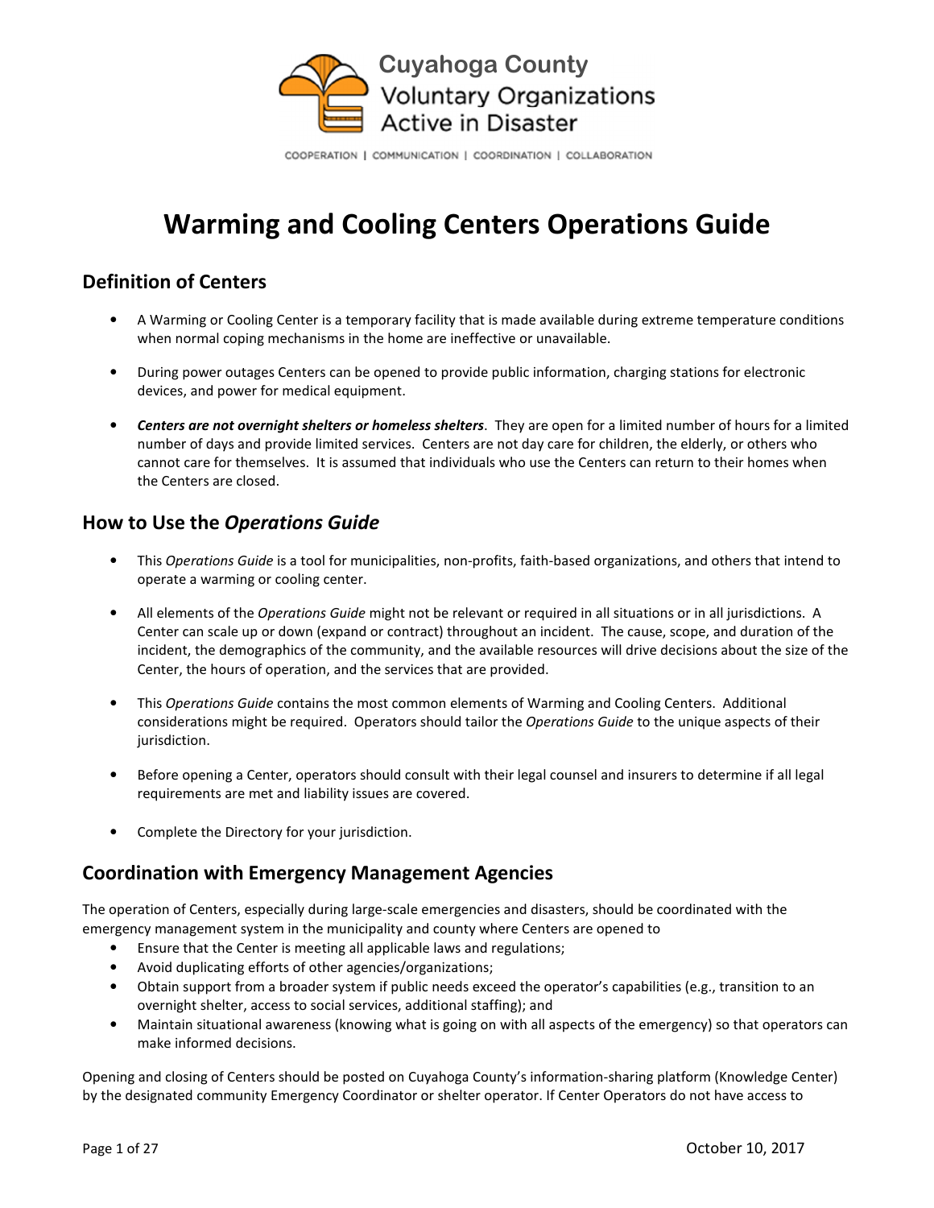Cuyahoga County Voluntary Organizations Active in Disaster

COOPERATION | COMMUNICATION | COORDINATION | COLLABORATION

# Warming and Cooling Centers Operations Guide

## Definition of Centers

- A Warming or Cooling Center is a temporary facility that is made available during extreme temperature conditions when normal coping mechanisms in the home are ineffective or unavailable.
- During power outages Centers can be opened to provide public information, charging stations for electronic devices, and power for medical equipment.
- ***Centers are not overnight shelters or homeless shelters***. They are open for a limited number of hours for a limited number of days and provide limited services. Centers are not day care for children, the elderly, or others who cannot care for themselves. It is assumed that individuals who use the Centers can return to their homes when the Centers are closed.

## How to Use the *Operations Guide*

- This *Operations Guide* is a tool for municipalities, non-profits, faith-based organizations, and others that intend to operate a warming or cooling center.
- All elements of the *Operations Guide* might not be relevant or required in all situations or in all jurisdictions. A Center can scale up or down (expand or contract) throughout an incident. The cause, scope, and duration of the incident, the demographics of the community, and the available resources will drive decisions about the size of the Center, the hours of operation, and the services that are provided.
- This *Operations Guide* contains the most common elements of Warming and Cooling Centers. Additional considerations might be required. Operators should tailor the *Operations Guide* to the unique aspects of their jurisdiction.
- Before opening a Center, operators should consult with their legal counsel and insurers to determine if all legal requirements are met and liability issues are covered.
- Complete the Directory for your jurisdiction.

## Coordination with Emergency Management Agencies

The operation of Centers, especially during large-scale emergencies and disasters, should be coordinated with the emergency management system in the municipality and county where Centers are opened to

- Ensure that the Center is meeting all applicable laws and regulations;
- Avoid duplicating efforts of other agencies/organizations;
- Obtain support from a broader system if public needs exceed the operator's capabilities (e.g., transition to an overnight shelter, access to social services, additional staffing); and
- Maintain situational awareness (knowing what is going on with all aspects of the emergency) so that operators can make informed decisions.

Opening and closing of Centers should be posted on Cuyahoga County's information-sharing platform (Knowledge Center) by the designated community Emergency Coordinator or shelter operator. If Center Operators do not have access to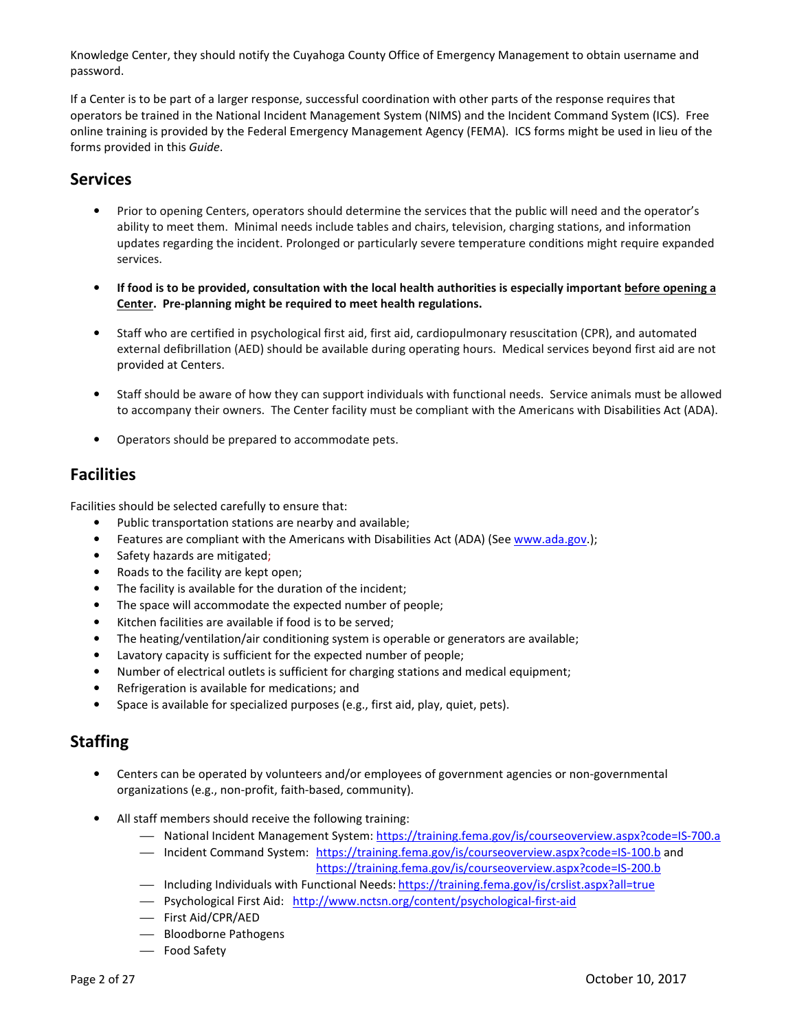Knowledge Center, they should notify the Cuyahoga County Office of Emergency Management to obtain username and password.

If a Center is to be part of a larger response, successful coordination with other parts of the response requires that operators be trained in the National Incident Management System (NIMS) and the Incident Command System (ICS). Free online training is provided by the Federal Emergency Management Agency (FEMA). ICS forms might be used in lieu of the forms provided in this *Guide*.

## Services

- Prior to opening Centers, operators should determine the services that the public will need and the operator's ability to meet them. Minimal needs include tables and chairs, television, charging stations, and information updates regarding the incident. Prolonged or particularly severe temperature conditions might require expanded services.

- **If food is to be provided, consultation with the local health authorities is especially important <u>before opening a Center</u>. Pre-planning might be required to meet health regulations.**

- Staff who are certified in psychological first aid, first aid, cardiopulmonary resuscitation (CPR), and automated external defibrillation (AED) should be available during operating hours. Medical services beyond first aid are not provided at Centers.

- Staff should be aware of how they can support individuals with functional needs. Service animals must be allowed to accompany their owners. The Center facility must be compliant with the Americans with Disabilities Act (ADA).

- Operators should be prepared to accommodate pets.

## Facilities

Facilities should be selected carefully to ensure that:

- Public transportation stations are nearby and available;
- Features are compliant with the Americans with Disabilities Act (ADA) (See www.ada.gov.);
- Safety hazards are mitigated;
- Roads to the facility are kept open;
- The facility is available for the duration of the incident;
- The space will accommodate the expected number of people;
- Kitchen facilities are available if food is to be served;
- The heating/ventilation/air conditioning system is operable or generators are available;
- Lavatory capacity is sufficient for the expected number of people;
- Number of electrical outlets is sufficient for charging stations and medical equipment;
- Refrigeration is available for medications; and
- Space is available for specialized purposes (e.g., first aid, play, quiet, pets).

## Staffing

- Centers can be operated by volunteers and/or employees of government agencies or non-governmental organizations (e.g., non-profit, faith-based, community).

- All staff members should receive the following training:
  - National Incident Management System: https://training.fema.gov/is/courseoverview.aspx?code=IS-700.a
  - Incident Command System: https://training.fema.gov/is/courseoverview.aspx?code=IS-100.b and https://training.fema.gov/is/courseoverview.aspx?code=IS-200.b
  - Including Individuals with Functional Needs: https://training.fema.gov/is/crslist.aspx?all=true
  - Psychological First Aid: http://www.nctsn.org/content/psychological-first-aid
  - First Aid/CPR/AED
  - Bloodborne Pathogens
  - Food Safety

October 10, 2017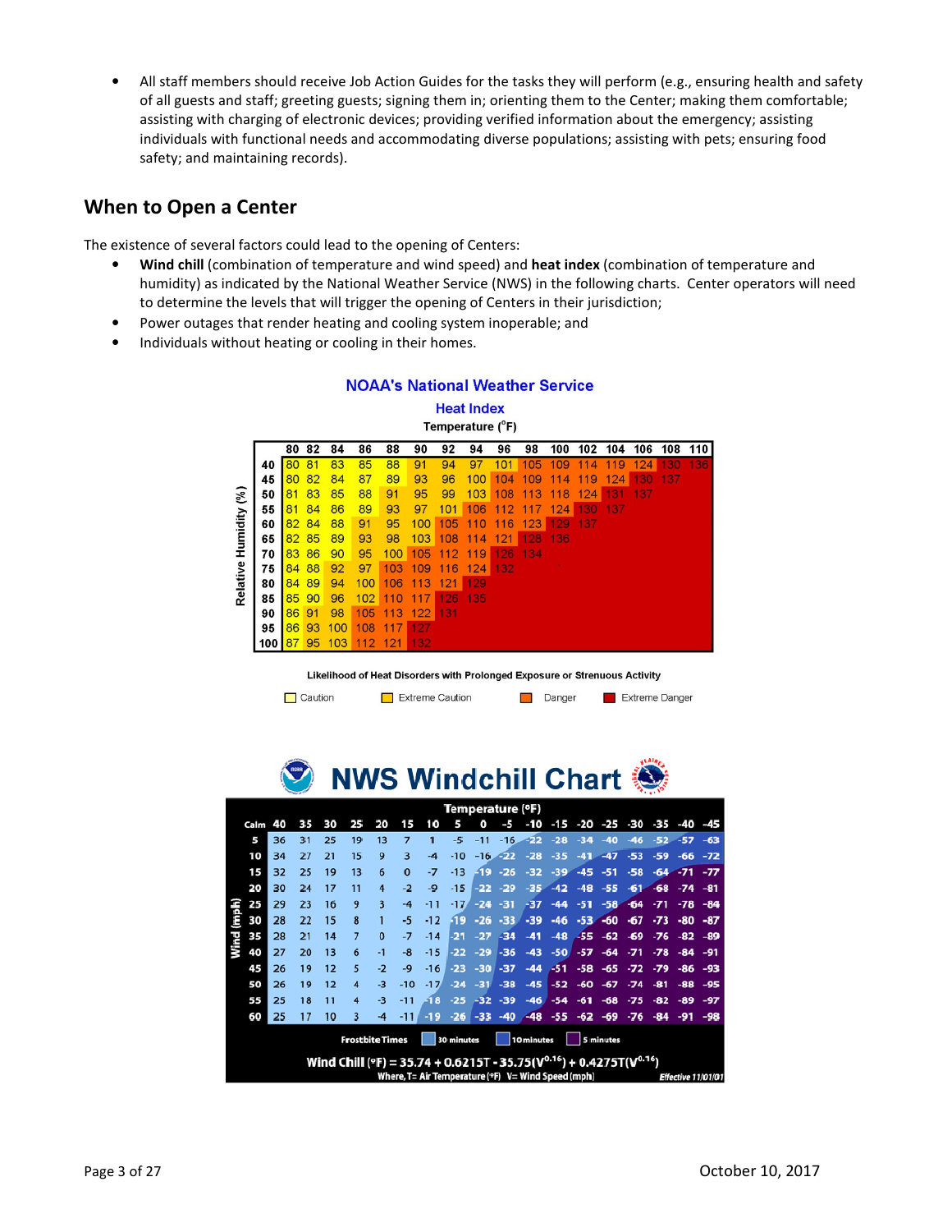- All staff members should receive Job Action Guides for the tasks they will perform (e.g., ensuring health and safety of all guests and staff; greeting guests; signing them in; orienting them to the Center; making them comfortable; assisting with charging of electronic devices; providing verified information about the emergency; assisting individuals with functional needs and accommodating diverse populations; assisting with pets; ensuring food safety; and maintaining records).

## When to Open a Center

The existence of several factors could lead to the opening of Centers:

- **Wind chill** (combination of temperature and wind speed) and **heat index** (combination of temperature and humidity) as indicated by the National Weather Service (NWS) in the following charts. Center operators will need to determine the levels that will trigger the opening of Centers in their jurisdiction;
- Power outages that render heating and cooling system inoperable; and
- Individuals without heating or cooling in their homes.

**NOAA's National Weather Service**

**Heat Index**

Temperature (°F)

| Relative Humidity (%) | 80 | 82 | 84 | 86 | 88 | 90 | 92 | 94 | 96 | 98 | 100 | 102 | 104 | 106 | 108 | 110 |
|---|---|---|---|---|---|---|---|---|---|---|---|---|---|---|---|---|
| 40 | 80 | 81 | 83 | 85 | 88 | 91 | 94 | 97 | 101 | 105 | 109 | 114 | 119 | 124 | 130 | 136 |
| 45 | 80 | 82 | 84 | 87 | 89 | 93 | 96 | 100 | 104 | 109 | 114 | 119 | 124 | 130 | 137 | |
| 50 | 81 | 83 | 85 | 88 | 91 | 95 | 99 | 103 | 108 | 113 | 118 | 124 | 131 | 137 | | |
| 55 | 81 | 84 | 86 | 89 | 93 | 97 | 101 | 106 | 112 | 117 | 124 | 130 | 137 | | | |
| 60 | 82 | 84 | 88 | 91 | 95 | 100 | 105 | 110 | 116 | 123 | 129 | 137 | | | | |
| 65 | 82 | 85 | 89 | 93 | 98 | 103 | 108 | 114 | 121 | 128 | 136 | | | | | |
| 70 | 83 | 86 | 90 | 95 | 100 | 105 | 112 | 119 | 126 | 134 | | | | | | |
| 75 | 84 | 88 | 92 | 97 | 103 | 109 | 116 | 124 | 132 | | | | | | | |
| 80 | 84 | 89 | 94 | 100 | 106 | 113 | 121 | 129 | | | | | | | | |
| 85 | 85 | 90 | 96 | 102 | 110 | 117 | 126 | 135 | | | | | | | | |
| 90 | 86 | 91 | 98 | 105 | 113 | 122 | 131 | | | | | | | | | |
| 95 | 86 | 93 | 100 | 108 | 117 | 127 | | | | | | | | | | |
| 100 | 87 | 95 | 103 | 112 | 121 | 132 | | | | | | | | | | |

Likelihood of Heat Disorders with Prolonged Exposure or Strenuous Activity

Caution | Extreme Caution | Danger | Extreme Danger

**NWS Windchill Chart**

Temperature (°F)

| Wind (mph) | 40 | 35 | 30 | 25 | 20 | 15 | 10 | 5 | 0 | -5 | -10 | -15 | -20 | -25 | -30 | -35 | -40 | -45 |
|---|---|---|---|---|---|---|---|---|---|---|---|---|---|---|---|---|---|---|
| 5 | 36 | 31 | 25 | 19 | 13 | 7 | 1 | -5 | -11 | -16 | -22 | -28 | -34 | -40 | -46 | -52 | -57 | -63 |
| 10 | 34 | 27 | 21 | 15 | 9 | 3 | -4 | -10 | -16 | -22 | -28 | -35 | -41 | -47 | -53 | -59 | -66 | -72 |
| 15 | 32 | 25 | 19 | 13 | 6 | 0 | -7 | -13 | -19 | -26 | -32 | -39 | -45 | -51 | -58 | -64 | -71 | -77 |
| 20 | 30 | 24 | 17 | 11 | 4 | -2 | -9 | -15 | -22 | -29 | -35 | -42 | -48 | -55 | -61 | -68 | -74 | -81 |
| 25 | 29 | 23 | 16 | 9 | 3 | -4 | -11 | -17 | -24 | -31 | -37 | -44 | -51 | -58 | -64 | -71 | -78 | -84 |
| 30 | 28 | 22 | 15 | 8 | 1 | -5 | -12 | -19 | -26 | -33 | -39 | -46 | -53 | -60 | -67 | -73 | -80 | -87 |
| 35 | 28 | 21 | 14 | 7 | 0 | -7 | -14 | -21 | -27 | -34 | -41 | -48 | -55 | -62 | -69 | -76 | -82 | -89 |
| 40 | 27 | 20 | 13 | 6 | -1 | -8 | -15 | -22 | -29 | -36 | -43 | -50 | -57 | -64 | -71 | -78 | -84 | -91 |
| 45 | 26 | 19 | 12 | 5 | -2 | -9 | -16 | -23 | -30 | -37 | -44 | -51 | -58 | -65 | -72 | -79 | -86 | -93 |
| 50 | 26 | 19 | 12 | 4 | -3 | -10 | -17 | -24 | -31 | -38 | -45 | -52 | -60 | -67 | -74 | -81 | -88 | -95 |
| 55 | 25 | 18 | 11 | 4 | -3 | -11 | -18 | -25 | -32 | -39 | -46 | -54 | -61 | -68 | -75 | -82 | -89 | -97 |
| 60 | 25 | 17 | 10 | 3 | -4 | -11 | -19 | -26 | -33 | -40 | -48 | -55 | -62 | -69 | -76 | -84 | -91 | -98 |

Frostbite Times: 30 minutes | 10 minutes | 5 minutes

$$\text{Wind Chill (°F)} = 35.74 + 0.6215T - 35.75(V^{0.16}) + 0.4275T(V^{0.16})$$

Where, T= Air Temperature (°F) V= Wind Speed (mph)

*Effective 11/01/01*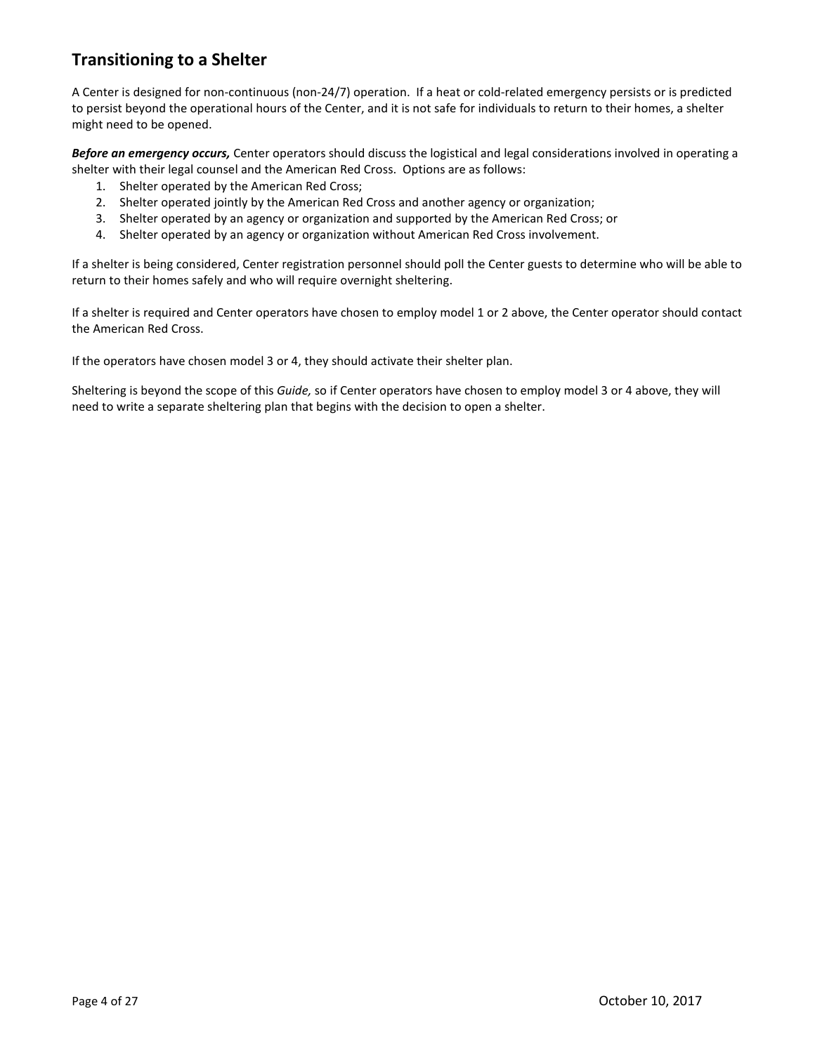## Transitioning to a Shelter

A Center is designed for non-continuous (non-24/7) operation. If a heat or cold-related emergency persists or is predicted to persist beyond the operational hours of the Center, and it is not safe for individuals to return to their homes, a shelter might need to be opened.

***Before an emergency occurs,*** Center operators should discuss the logistical and legal considerations involved in operating a shelter with their legal counsel and the American Red Cross. Options are as follows:

1. Shelter operated by the American Red Cross;
2. Shelter operated jointly by the American Red Cross and another agency or organization;
3. Shelter operated by an agency or organization and supported by the American Red Cross; or
4. Shelter operated by an agency or organization without American Red Cross involvement.

If a shelter is being considered, Center registration personnel should poll the Center guests to determine who will be able to return to their homes safely and who will require overnight sheltering.

If a shelter is required and Center operators have chosen to employ model 1 or 2 above, the Center operator should contact the American Red Cross.

If the operators have chosen model 3 or 4, they should activate their shelter plan.

Sheltering is beyond the scope of this *Guide,* so if Center operators have chosen to employ model 3 or 4 above, they will need to write a separate sheltering plan that begins with the decision to open a shelter.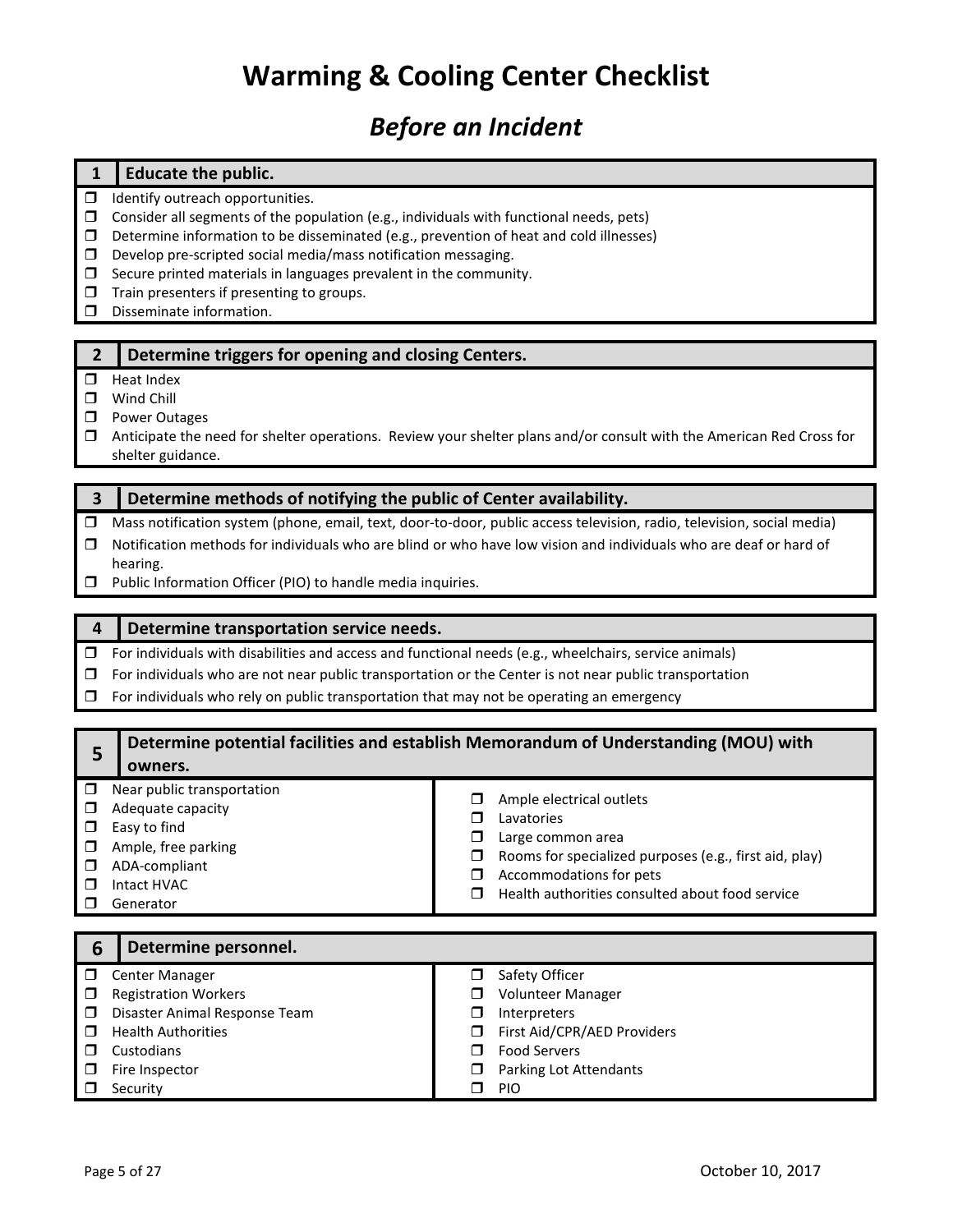# Warming & Cooling Center Checklist

## *Before an Incident*

### 1 Educate the public.

- ☐ Identify outreach opportunities.
- ☐ Consider all segments of the population (e.g., individuals with functional needs, pets)
- ☐ Determine information to be disseminated (e.g., prevention of heat and cold illnesses)
- ☐ Develop pre-scripted social media/mass notification messaging.
- ☐ Secure printed materials in languages prevalent in the community.
- ☐ Train presenters if presenting to groups.
- ☐ Disseminate information.

### 2 Determine triggers for opening and closing Centers.

- ☐ Heat Index
- ☐ Wind Chill
- ☐ Power Outages
- ☐ Anticipate the need for shelter operations. Review your shelter plans and/or consult with the American Red Cross for shelter guidance.

### 3 Determine methods of notifying the public of Center availability.

- ☐ Mass notification system (phone, email, text, door-to-door, public access television, radio, television, social media)
- ☐ Notification methods for individuals who are blind or who have low vision and individuals who are deaf or hard of hearing.
- ☐ Public Information Officer (PIO) to handle media inquiries.

### 4 Determine transportation service needs.

- ☐ For individuals with disabilities and access and functional needs (e.g., wheelchairs, service animals)
- ☐ For individuals who are not near public transportation or the Center is not near public transportation
- ☐ For individuals who rely on public transportation that may not be operating an emergency

### 5 Determine potential facilities and establish Memorandum of Understanding (MOU) with owners.

- ☐ Near public transportation
- ☐ Adequate capacity
- ☐ Easy to find
- ☐ Ample, free parking
- ☐ ADA-compliant
- ☐ Intact HVAC
- ☐ Generator
- ☐ Ample electrical outlets
- ☐ Lavatories
- ☐ Large common area
- ☐ Rooms for specialized purposes (e.g., first aid, play)
- ☐ Accommodations for pets
- ☐ Health authorities consulted about food service

### 6 Determine personnel.

- ☐ Center Manager
- ☐ Registration Workers
- ☐ Disaster Animal Response Team
- ☐ Health Authorities
- ☐ Custodians
- ☐ Fire Inspector
- ☐ Security
- ☐ Safety Officer
- ☐ Volunteer Manager
- ☐ Interpreters
- ☐ First Aid/CPR/AED Providers
- ☐ Food Servers
- ☐ Parking Lot Attendants
- ☐ PIO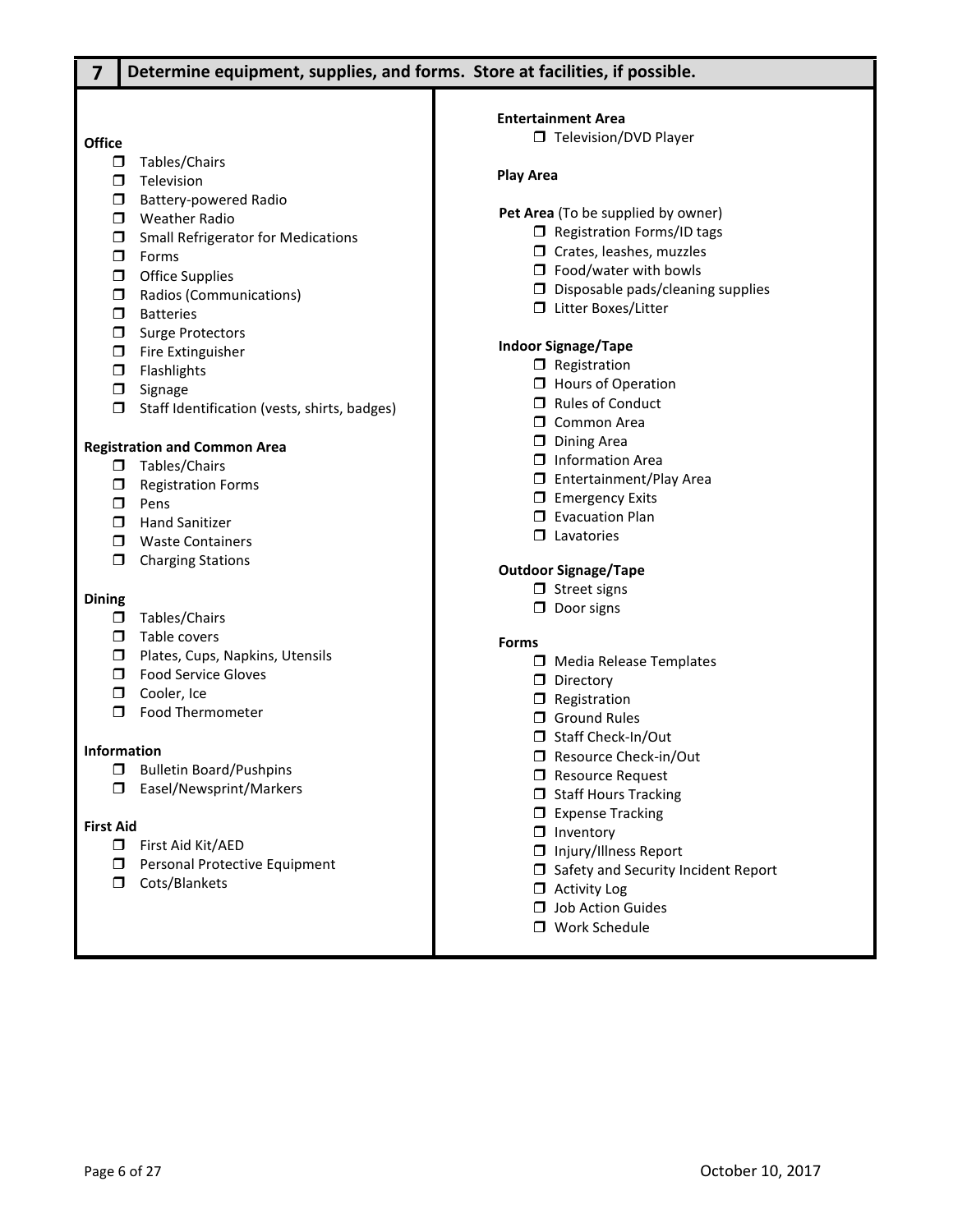## 7 Determine equipment, supplies, and forms. Store at facilities, if possible.

**Office**

- ☐ Tables/Chairs
- ☐ Television
- ☐ Battery-powered Radio
- ☐ Weather Radio
- ☐ Small Refrigerator for Medications
- ☐ Forms
- ☐ Office Supplies
- ☐ Radios (Communications)
- ☐ Batteries
- ☐ Surge Protectors
- ☐ Fire Extinguisher
- ☐ Flashlights
- ☐ Signage
- ☐ Staff Identification (vests, shirts, badges)

**Registration and Common Area**

- ☐ Tables/Chairs
- ☐ Registration Forms
- ☐ Pens
- ☐ Hand Sanitizer
- ☐ Waste Containers
- ☐ Charging Stations

**Dining**

- ☐ Tables/Chairs
- ☐ Table covers
- ☐ Plates, Cups, Napkins, Utensils
- ☐ Food Service Gloves
- ☐ Cooler, Ice
- ☐ Food Thermometer

**Information**

- ☐ Bulletin Board/Pushpins
- ☐ Easel/Newsprint/Markers

**First Aid**

- ☐ First Aid Kit/AED
- ☐ Personal Protective Equipment
- ☐ Cots/Blankets

**Entertainment Area**

- ☐ Television/DVD Player

**Play Area**

**Pet Area** (To be supplied by owner)

- ☐ Registration Forms/ID tags
- ☐ Crates, leashes, muzzles
- ☐ Food/water with bowls
- ☐ Disposable pads/cleaning supplies
- ☐ Litter Boxes/Litter

**Indoor Signage/Tape**

- ☐ Registration
- ☐ Hours of Operation
- ☐ Rules of Conduct
- ☐ Common Area
- ☐ Dining Area
- ☐ Information Area
- ☐ Entertainment/Play Area
- ☐ Emergency Exits
- ☐ Evacuation Plan
- ☐ Lavatories

**Outdoor Signage/Tape**

- ☐ Street signs
- ☐ Door signs

**Forms**

- ☐ Media Release Templates
- ☐ Directory
- ☐ Registration
- ☐ Ground Rules
- ☐ Staff Check-In/Out
- ☐ Resource Check-in/Out
- ☐ Resource Request
- ☐ Staff Hours Tracking
- ☐ Expense Tracking
- ☐ Inventory
- ☐ Injury/Illness Report
- ☐ Safety and Security Incident Report
- ☐ Activity Log
- ☐ Job Action Guides
- ☐ Work Schedule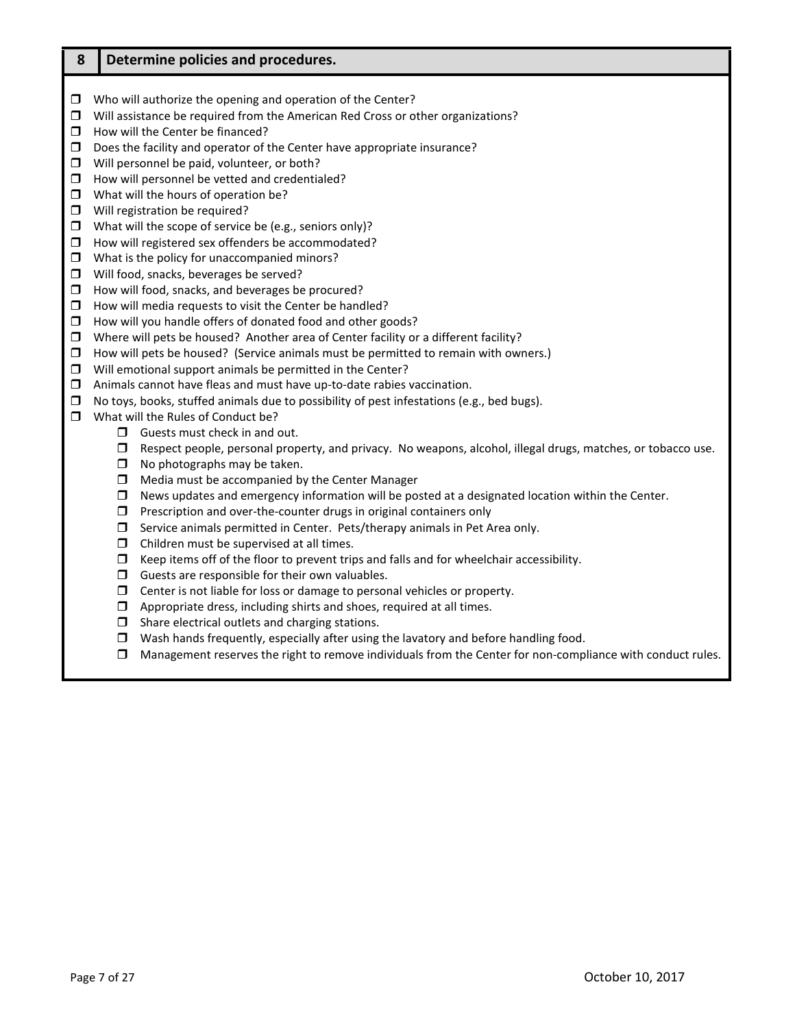## 8 Determine policies and procedures.

- ☐ Who will authorize the opening and operation of the Center?
- ☐ Will assistance be required from the American Red Cross or other organizations?
- ☐ How will the Center be financed?
- ☐ Does the facility and operator of the Center have appropriate insurance?
- ☐ Will personnel be paid, volunteer, or both?
- ☐ How will personnel be vetted and credentialed?
- ☐ What will the hours of operation be?
- ☐ Will registration be required?
- ☐ What will the scope of service be (e.g., seniors only)?
- ☐ How will registered sex offenders be accommodated?
- ☐ What is the policy for unaccompanied minors?
- ☐ Will food, snacks, beverages be served?
- ☐ How will food, snacks, and beverages be procured?
- ☐ How will media requests to visit the Center be handled?
- ☐ How will you handle offers of donated food and other goods?
- ☐ Where will pets be housed? Another area of Center facility or a different facility?
- ☐ How will pets be housed? (Service animals must be permitted to remain with owners.)
- ☐ Will emotional support animals be permitted in the Center?
- ☐ Animals cannot have fleas and must have up-to-date rabies vaccination.
- ☐ No toys, books, stuffed animals due to possibility of pest infestations (e.g., bed bugs).
- ☐ What will the Rules of Conduct be?
  - ☐ Guests must check in and out.
  - ☐ Respect people, personal property, and privacy. No weapons, alcohol, illegal drugs, matches, or tobacco use.
  - ☐ No photographs may be taken.
  - ☐ Media must be accompanied by the Center Manager
  - ☐ News updates and emergency information will be posted at a designated location within the Center.
  - ☐ Prescription and over-the-counter drugs in original containers only
  - ☐ Service animals permitted in Center. Pets/therapy animals in Pet Area only.
  - ☐ Children must be supervised at all times.
  - ☐ Keep items off of the floor to prevent trips and falls and for wheelchair accessibility.
  - ☐ Guests are responsible for their own valuables.
  - ☐ Center is not liable for loss or damage to personal vehicles or property.
  - ☐ Appropriate dress, including shirts and shoes, required at all times.
  - ☐ Share electrical outlets and charging stations.
  - ☐ Wash hands frequently, especially after using the lavatory and before handling food.
  - ☐ Management reserves the right to remove individuals from the Center for non-compliance with conduct rules.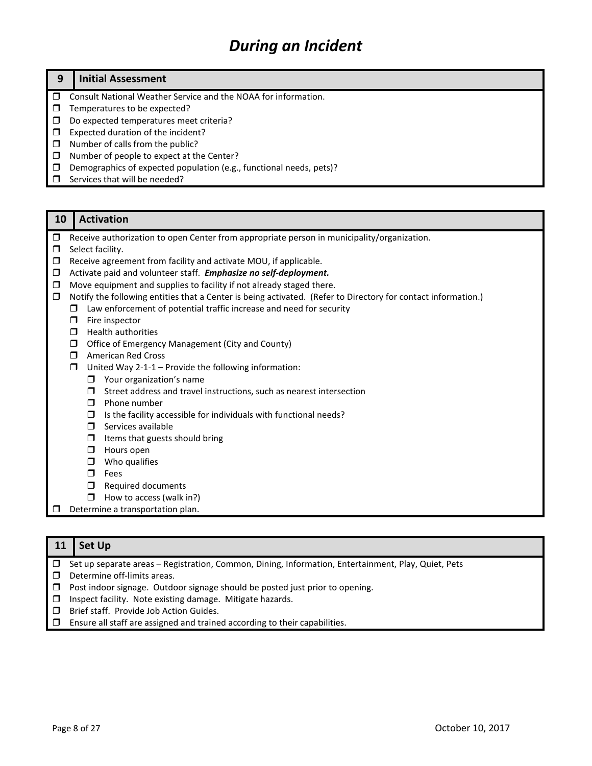# *During an Incident*

## 9 Initial Assessment

- ☐ Consult National Weather Service and the NOAA for information.
- ☐ Temperatures to be expected?
- ☐ Do expected temperatures meet criteria?
- ☐ Expected duration of the incident?
- ☐ Number of calls from the public?
- ☐ Number of people to expect at the Center?
- ☐ Demographics of expected population (e.g., functional needs, pets)?
- ☐ Services that will be needed?

## 10 Activation

- ☐ Receive authorization to open Center from appropriate person in municipality/organization.
- ☐ Select facility.
- ☐ Receive agreement from facility and activate MOU, if applicable.
- ☐ Activate paid and volunteer staff. ***Emphasize no self-deployment.***
- ☐ Move equipment and supplies to facility if not already staged there.
- ☐ Notify the following entities that a Center is being activated. (Refer to Directory for contact information.)
  - ☐ Law enforcement of potential traffic increase and need for security
  - ☐ Fire inspector
  - ☐ Health authorities
  - ☐ Office of Emergency Management (City and County)
  - ☐ American Red Cross
  - ☐ United Way 2-1-1 – Provide the following information:
    - ☐ Your organization's name
    - ☐ Street address and travel instructions, such as nearest intersection
    - ☐ Phone number
    - ☐ Is the facility accessible for individuals with functional needs?
    - ☐ Services available
    - ☐ Items that guests should bring
    - ☐ Hours open
    - ☐ Who qualifies
    - ☐ Fees
    - ☐ Required documents
    - ☐ How to access (walk in?)
- ☐ Determine a transportation plan.

## 11 Set Up

- ☐ Set up separate areas – Registration, Common, Dining, Information, Entertainment, Play, Quiet, Pets
- ☐ Determine off-limits areas.
- ☐ Post indoor signage. Outdoor signage should be posted just prior to opening.
- ☐ Inspect facility. Note existing damage. Mitigate hazards.
- ☐ Brief staff. Provide Job Action Guides.
- ☐ Ensure all staff are assigned and trained according to their capabilities.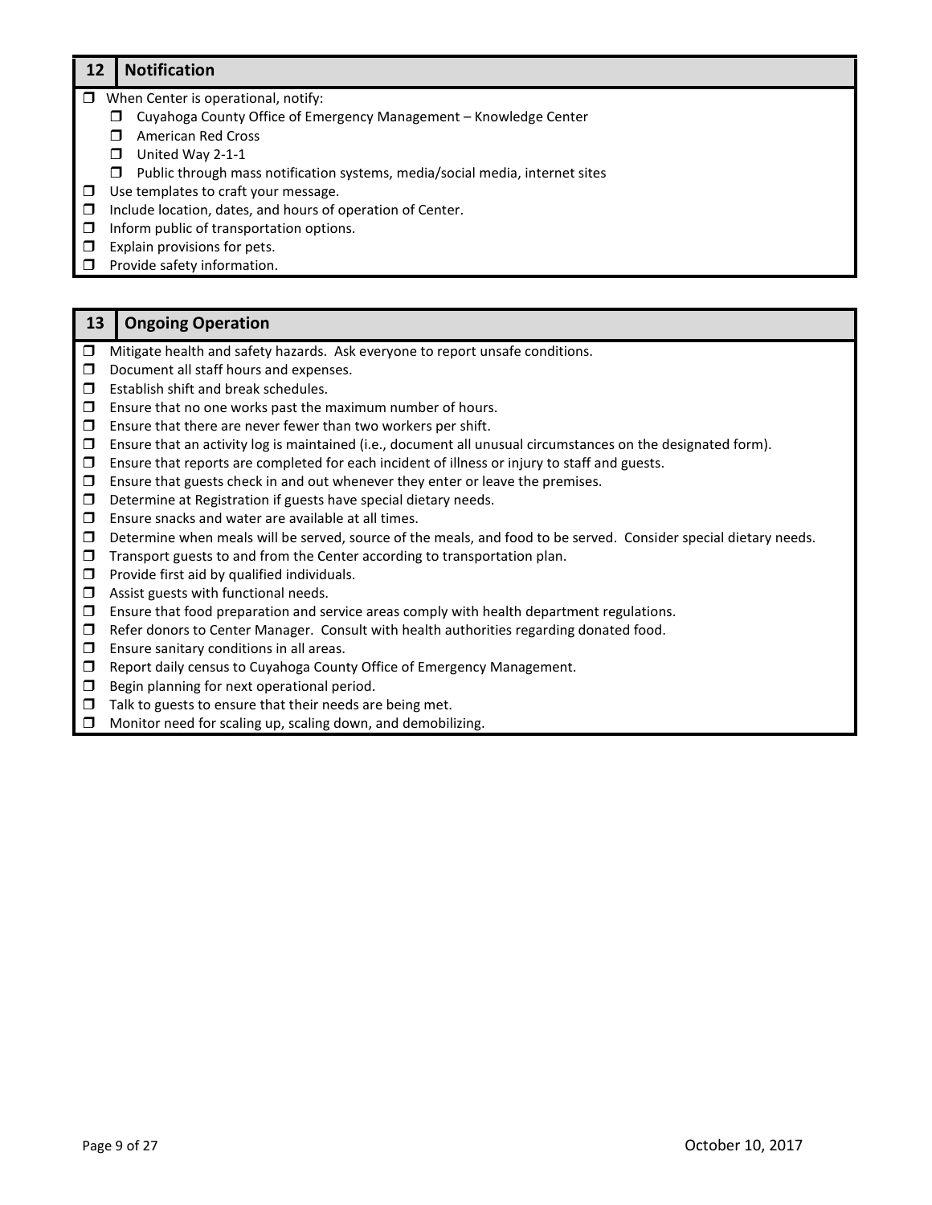## 12 Notification

- ☐ When Center is operational, notify:
  - ☐ Cuyahoga County Office of Emergency Management – Knowledge Center
  - ☐ American Red Cross
  - ☐ United Way 2-1-1
  - ☐ Public through mass notification systems, media/social media, internet sites
- ☐ Use templates to craft your message.
- ☐ Include location, dates, and hours of operation of Center.
- ☐ Inform public of transportation options.
- ☐ Explain provisions for pets.
- ☐ Provide safety information.

## 13 Ongoing Operation

- ☐ Mitigate health and safety hazards. Ask everyone to report unsafe conditions.
- ☐ Document all staff hours and expenses.
- ☐ Establish shift and break schedules.
- ☐ Ensure that no one works past the maximum number of hours.
- ☐ Ensure that there are never fewer than two workers per shift.
- ☐ Ensure that an activity log is maintained (i.e., document all unusual circumstances on the designated form).
- ☐ Ensure that reports are completed for each incident of illness or injury to staff and guests.
- ☐ Ensure that guests check in and out whenever they enter or leave the premises.
- ☐ Determine at Registration if guests have special dietary needs.
- ☐ Ensure snacks and water are available at all times.
- ☐ Determine when meals will be served, source of the meals, and food to be served. Consider special dietary needs.
- ☐ Transport guests to and from the Center according to transportation plan.
- ☐ Provide first aid by qualified individuals.
- ☐ Assist guests with functional needs.
- ☐ Ensure that food preparation and service areas comply with health department regulations.
- ☐ Refer donors to Center Manager. Consult with health authorities regarding donated food.
- ☐ Ensure sanitary conditions in all areas.
- ☐ Report daily census to Cuyahoga County Office of Emergency Management.
- ☐ Begin planning for next operational period.
- ☐ Talk to guests to ensure that their needs are being met.
- ☐ Monitor need for scaling up, scaling down, and demobilizing.

October 10, 2017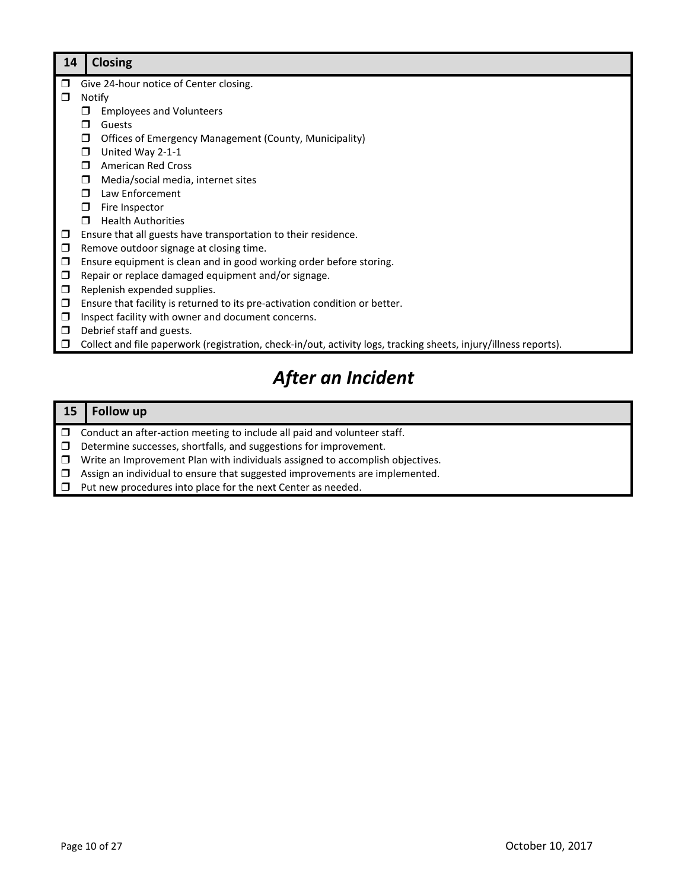## 14 Closing

- [ ] Give 24-hour notice of Center closing.
- [ ] Notify
  - [ ] Employees and Volunteers
  - [ ] Guests
  - [ ] Offices of Emergency Management (County, Municipality)
  - [ ] United Way 2-1-1
  - [ ] American Red Cross
  - [ ] Media/social media, internet sites
  - [ ] Law Enforcement
  - [ ] Fire Inspector
  - [ ] Health Authorities
- [ ] Ensure that all guests have transportation to their residence.
- [ ] Remove outdoor signage at closing time.
- [ ] Ensure equipment is clean and in good working order before storing.
- [ ] Repair or replace damaged equipment and/or signage.
- [ ] Replenish expended supplies.
- [ ] Ensure that facility is returned to its pre-activation condition or better.
- [ ] Inspect facility with owner and document concerns.
- [ ] Debrief staff and guests.
- [ ] Collect and file paperwork (registration, check-in/out, activity logs, tracking sheets, injury/illness reports).

# *After an Incident*

## 15 Follow up

- [ ] Conduct an after-action meeting to include all paid and volunteer staff.
- [ ] Determine successes, shortfalls, and suggestions for improvement.
- [ ] Write an Improvement Plan with individuals assigned to accomplish objectives.
- [ ] Assign an individual to ensure that suggested improvements are implemented.
- [ ] Put new procedures into place for the next Center as needed.

October 10, 2017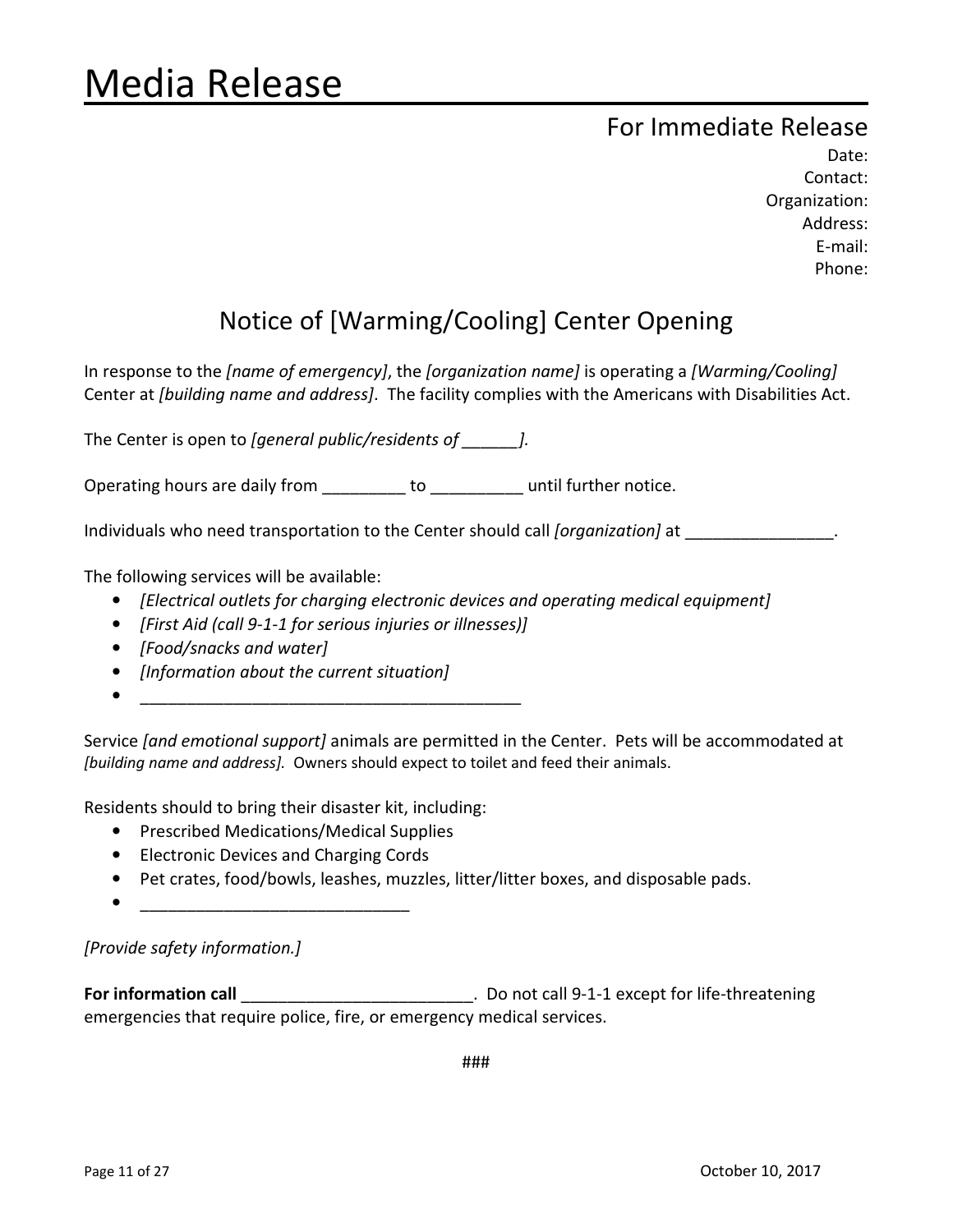# Media Release

## For Immediate Release

Date:
Contact:
Organization:
Address:
E-mail:
Phone:

## Notice of [Warming/Cooling] Center Opening

In response to the *[name of emergency]*, the *[organization name]* is operating a *[Warming/Cooling]* Center at *[building name and address]*. The facility complies with the Americans with Disabilities Act.

The Center is open to *[general public/residents of ______].*

Operating hours are daily from _________ to __________ until further notice.

Individuals who need transportation to the Center should call *[organization]* at ________________.

The following services will be available:

- *[Electrical outlets for charging electronic devices and operating medical equipment]*
- *[First Aid (call 9-1-1 for serious injuries or illnesses)]*
- *[Food/snacks and water]*
- *[Information about the current situation]*
- ___________________________________________

Service *[and emotional support]* animals are permitted in the Center. Pets will be accommodated at *[building name and address].* Owners should expect to toilet and feed their animals.

Residents should to bring their disaster kit, including:

- Prescribed Medications/Medical Supplies
- Electronic Devices and Charging Cords
- Pet crates, food/bowls, leashes, muzzles, litter/litter boxes, and disposable pads.
- _____________________________

*[Provide safety information.]*

**For information call** _________________________. Do not call 9-1-1 except for life-threatening emergencies that require police, fire, or emergency medical services.

###

October 10, 2017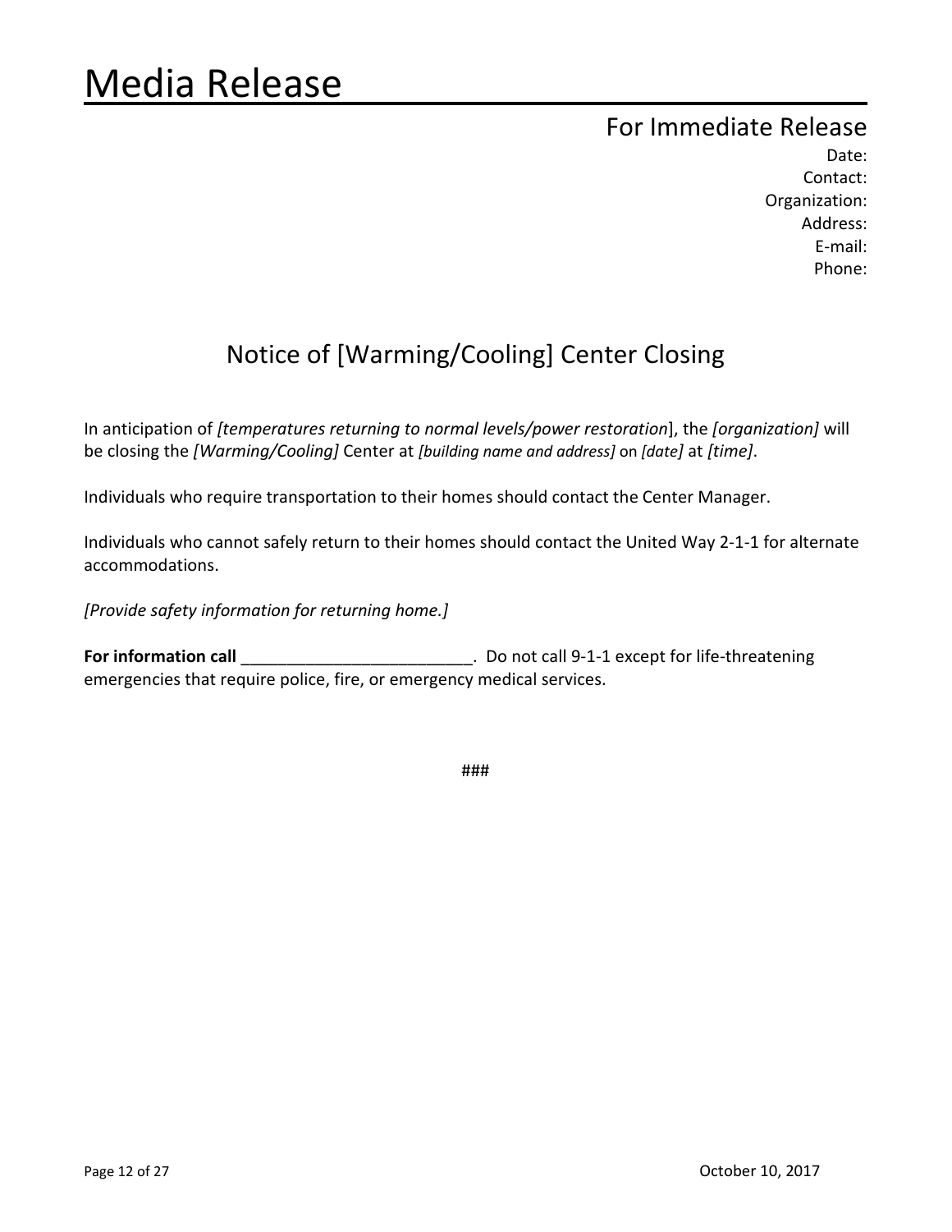# Media Release

## For Immediate Release

Date:
Contact:
Organization:
Address:
E-mail:
Phone:

## Notice of [Warming/Cooling] Center Closing

In anticipation of *[temperatures returning to normal levels/power restoration*], the *[organization]* will be closing the *[Warming/Cooling]* Center at *[building name and address]* on *[date]* at *[time]*.

Individuals who require transportation to their homes should contact the Center Manager.

Individuals who cannot safely return to their homes should contact the United Way 2-1-1 for alternate accommodations.

*[Provide safety information for returning home.]*

**For information call** ________________________. Do not call 9-1-1 except for life-threatening emergencies that require police, fire, or emergency medical services.

###

October 10, 2017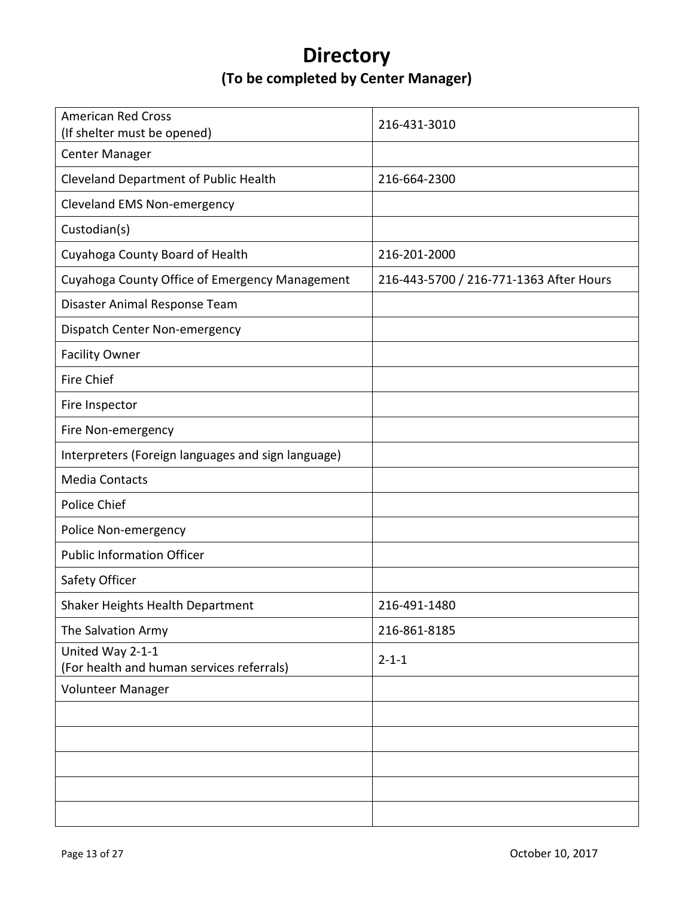# Directory

## (To be completed by Center Manager)

| | |
|---|---|
| American Red Cross<br>(If shelter must be opened) | 216-431-3010 |
| Center Manager | |
| Cleveland Department of Public Health | 216-664-2300 |
| Cleveland EMS Non-emergency | |
| Custodian(s) | |
| Cuyahoga County Board of Health | 216-201-2000 |
| Cuyahoga County Office of Emergency Management | 216-443-5700 / 216-771-1363 After Hours |
| Disaster Animal Response Team | |
| Dispatch Center Non-emergency | |
| Facility Owner | |
| Fire Chief | |
| Fire Inspector | |
| Fire Non-emergency | |
| Interpreters (Foreign languages and sign language) | |
| Media Contacts | |
| Police Chief | |
| Police Non-emergency | |
| Public Information Officer | |
| Safety Officer | |
| Shaker Heights Health Department | 216-491-1480 |
| The Salvation Army | 216-861-8185 |
| United Way 2-1-1<br>(For health and human services referrals) | 2-1-1 |
| Volunteer Manager | |
| | |
| | |
| | |
| | |
| | |

October 10, 2017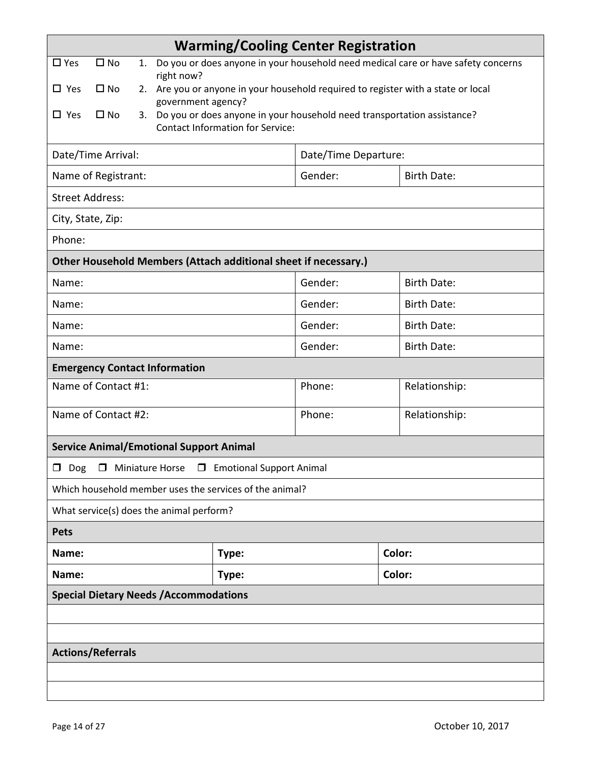# Warming/Cooling Center Registration

☐ Yes ☐ No 1. Do you or does anyone in your household need medical care or have safety concerns right now?

☐ Yes ☐ No 2. Are you or anyone in your household required to register with a state or local government agency?

☐ Yes ☐ No 3. Do you or does anyone in your household need transportation assistance?
Contact Information for Service:

| | | |
|---|---|---|
| Date/Time Arrival: | Date/Time Departure: | |
| Name of Registrant: | Gender: | Birth Date: |
| Street Address: | | |
| City, State, Zip: | | |
| Phone: | | |

**Other Household Members (Attach additional sheet if necessary.)**

| | | |
|---|---|---|
| Name: | Gender: | Birth Date: |
| Name: | Gender: | Birth Date: |
| Name: | Gender: | Birth Date: |
| Name: | Gender: | Birth Date: |

**Emergency Contact Information**

| | | |
|---|---|---|
| Name of Contact #1: | Phone: | Relationship: |
| Name of Contact #2: | Phone: | Relationship: |

**Service Animal/Emotional Support Animal**

☐ Dog ☐ Miniature Horse ☐ Emotional Support Animal

Which household member uses the services of the animal?

What service(s) does the animal perform?

**Pets**

| | | |
|---|---|---|
| **Name:** | **Type:** | **Color:** |
| **Name:** | **Type:** | **Color:** |

**Special Dietary Needs /Accommodations**

**Actions/Referrals**

October 10, 2017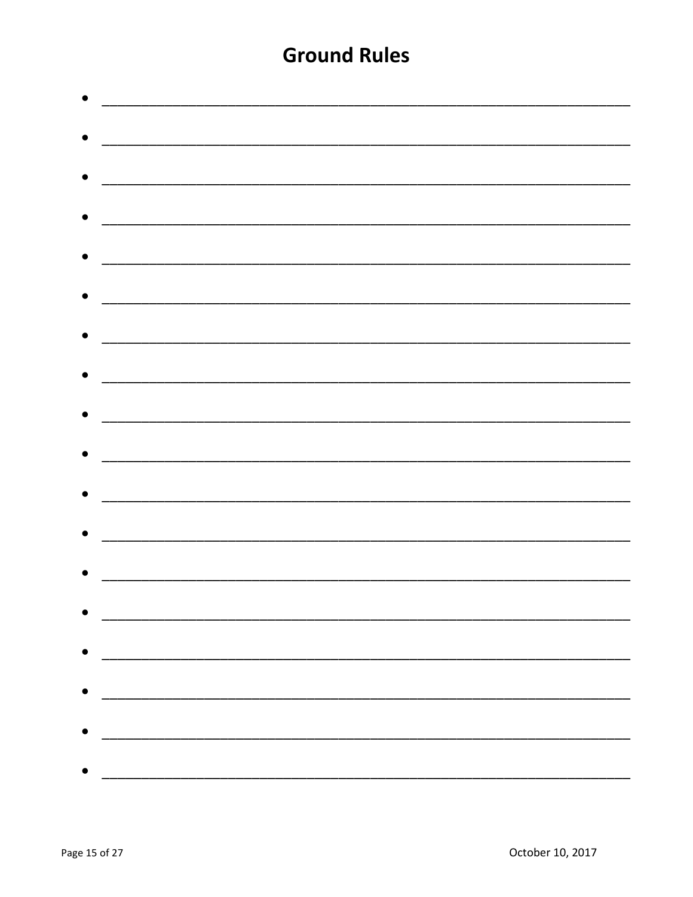# Ground Rules

- ______________________________________________________________
- ______________________________________________________________
- ______________________________________________________________
- ______________________________________________________________
- ______________________________________________________________
- ______________________________________________________________
- ______________________________________________________________
- ______________________________________________________________
- ______________________________________________________________
- ______________________________________________________________
- ______________________________________________________________
- ______________________________________________________________
- ______________________________________________________________
- ______________________________________________________________
- ______________________________________________________________
- ______________________________________________________________
- ______________________________________________________________
- ______________________________________________________________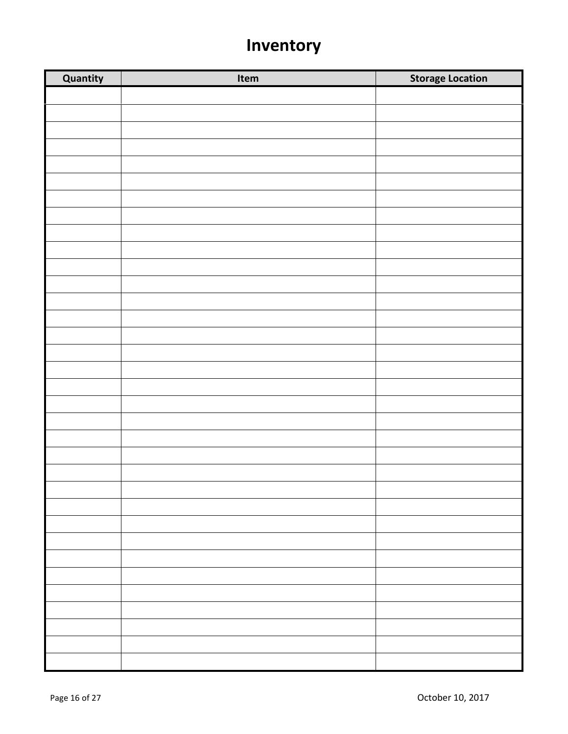# Inventory

| Quantity | Item | Storage Location |
|---|---|---|
| | | |
| | | |
| | | |
| | | |
| | | |
| | | |
| | | |
| | | |
| | | |
| | | |
| | | |
| | | |
| | | |
| | | |
| | | |
| | | |
| | | |
| | | |
| | | |
| | | |
| | | |
| | | |
| | | |
| | | |
| | | |
| | | |
| | | |
| | | |
| | | |
| | | |
| | | |
| | | |
| | | |
| | | |
| | | |

October 10, 2017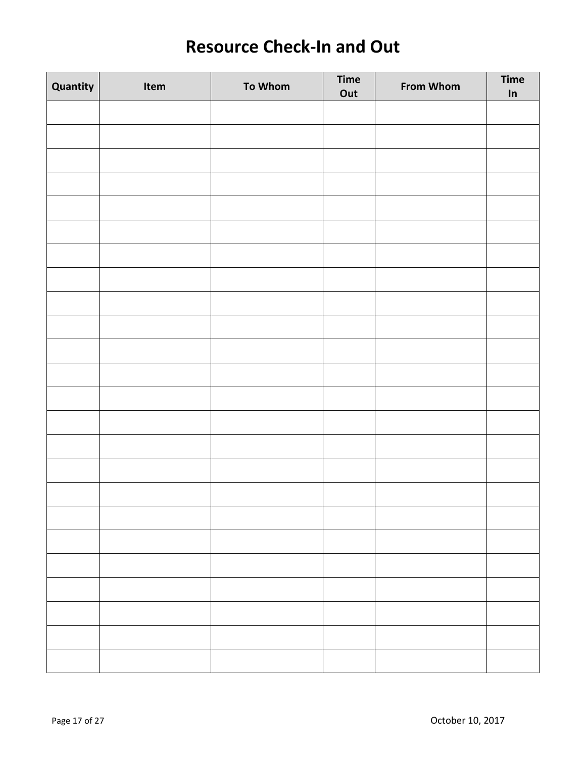# Resource Check-In and Out

| Quantity | Item | To Whom | Time Out | From Whom | Time In |
|---|---|---|---|---|---|
| | | | | | |
| | | | | | |
| | | | | | |
| | | | | | |
| | | | | | |
| | | | | | |
| | | | | | |
| | | | | | |
| | | | | | |
| | | | | | |
| | | | | | |
| | | | | | |
| | | | | | |
| | | | | | |
| | | | | | |
| | | | | | |
| | | | | | |
| | | | | | |
| | | | | | |
| | | | | | |
| | | | | | |
| | | | | | |
| | | | | | |
| | | | | | |

October 10, 2017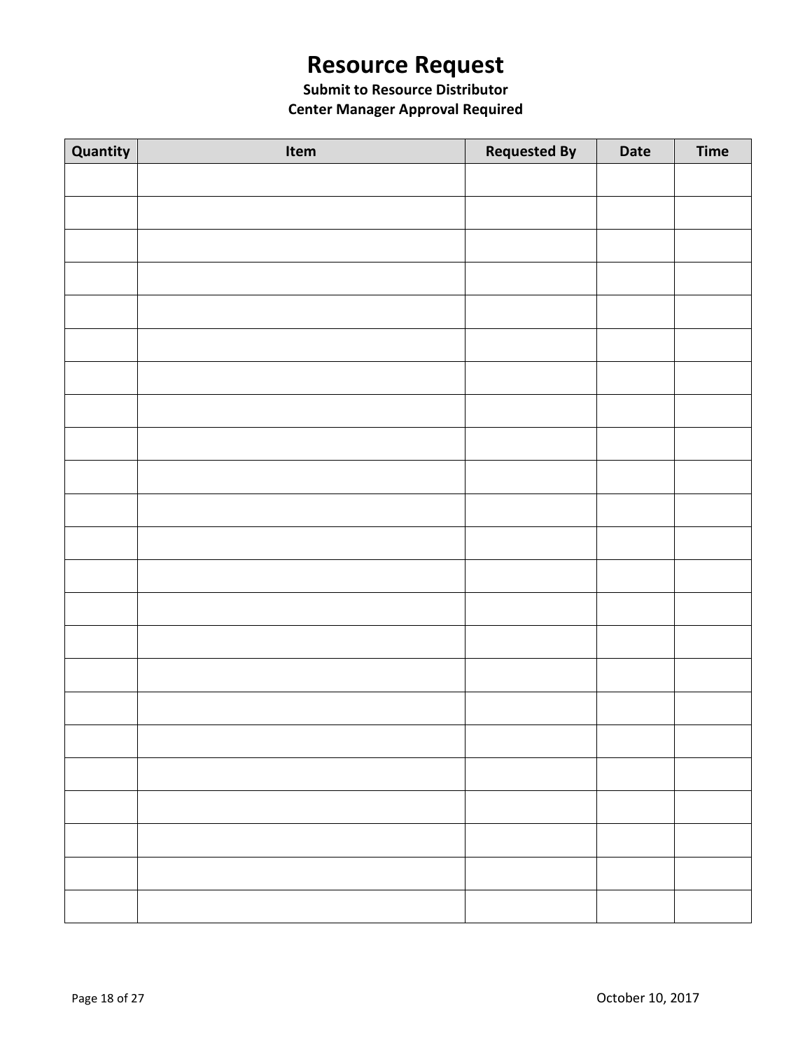# Resource Request

**Submit to Resource Distributor**

**Center Manager Approval Required**

| Quantity | Item | Requested By | Date | Time |
|---|---|---|---|---|
| | | | | |
| | | | | |
| | | | | |
| | | | | |
| | | | | |
| | | | | |
| | | | | |
| | | | | |
| | | | | |
| | | | | |
| | | | | |
| | | | | |
| | | | | |
| | | | | |
| | | | | |
| | | | | |
| | | | | |
| | | | | |
| | | | | |
| | | | | |
| | | | | |
| | | | | |
| | | | | |

October 10, 2017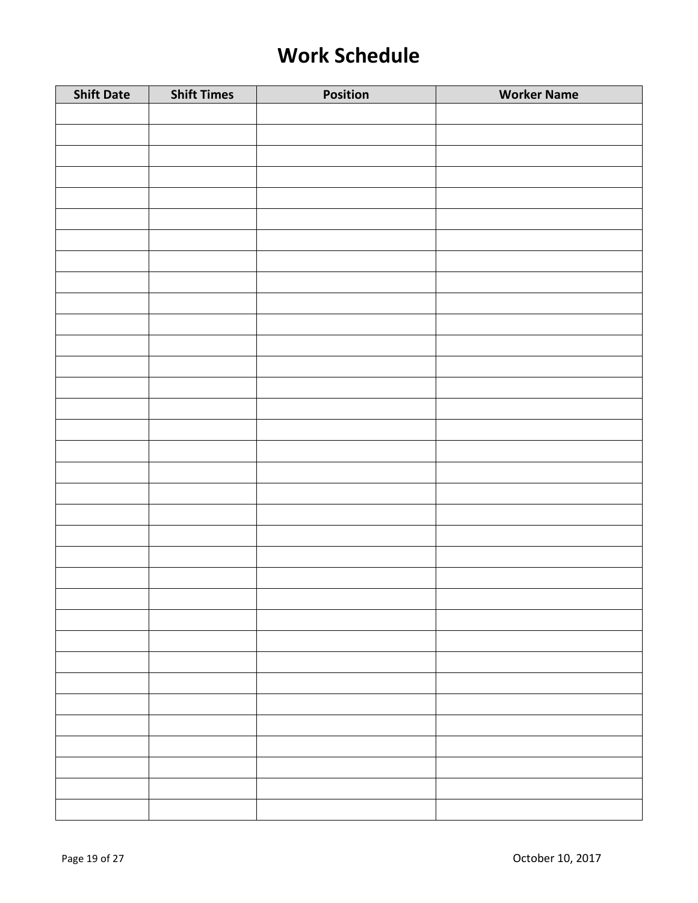# Work Schedule

| Shift Date | Shift Times | Position | Worker Name |
|---|---|---|---|
| | | | |
| | | | |
| | | | |
| | | | |
| | | | |
| | | | |
| | | | |
| | | | |
| | | | |
| | | | |
| | | | |
| | | | |
| | | | |
| | | | |
| | | | |
| | | | |
| | | | |
| | | | |
| | | | |
| | | | |
| | | | |
| | | | |
| | | | |
| | | | |
| | | | |
| | | | |
| | | | |
| | | | |
| | | | |
| | | | |
| | | | |
| | | | |
| | | | |
| | | | |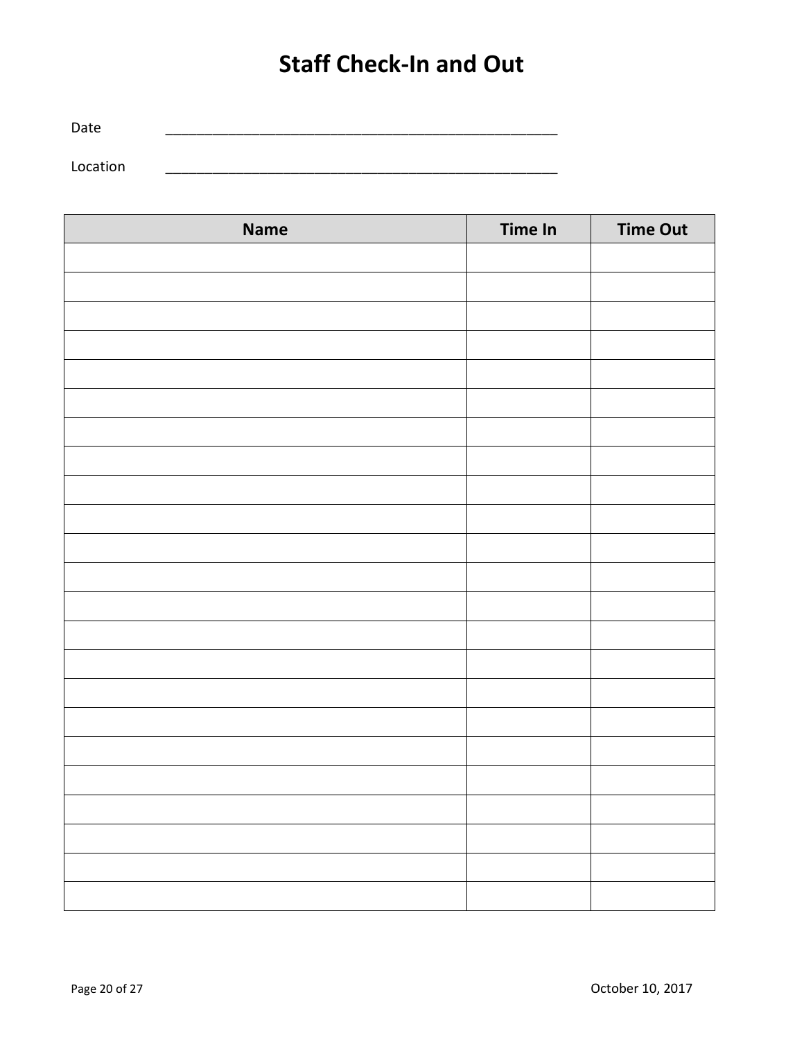# Staff Check-In and Out

Date ______________________________________________

Location ______________________________________________

| Name | Time In | Time Out |
|---|---|---|
| | | |
| | | |
| | | |
| | | |
| | | |
| | | |
| | | |
| | | |
| | | |
| | | |
| | | |
| | | |
| | | |
| | | |
| | | |
| | | |
| | | |
| | | |
| | | |
| | | |
| | | |
| | | |
| | | |
| | | |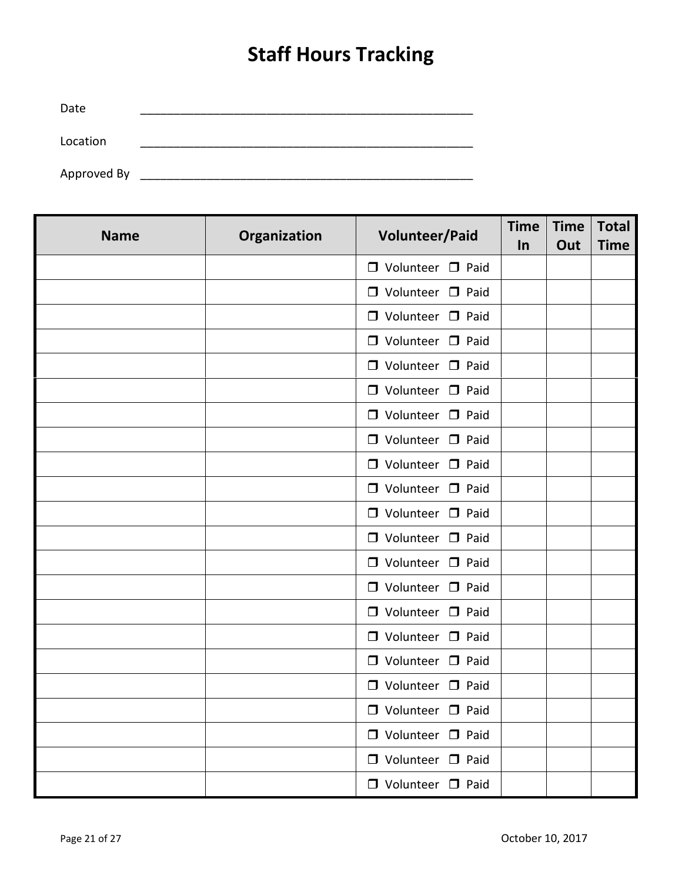# Staff Hours Tracking

Date ______________________________________________________

Location ______________________________________________________

Approved By ______________________________________________________

| Name | Organization | Volunteer/Paid | Time In | Time Out | Total Time |
|---|---|---|---|---|---|
| | | ❒ Volunteer ❒ Paid | | | |
| | | ❒ Volunteer ❒ Paid | | | |
| | | ❒ Volunteer ❒ Paid | | | |
| | | ❒ Volunteer ❒ Paid | | | |
| | | ❒ Volunteer ❒ Paid | | | |
| | | ❒ Volunteer ❒ Paid | | | |
| | | ❒ Volunteer ❒ Paid | | | |
| | | ❒ Volunteer ❒ Paid | | | |
| | | ❒ Volunteer ❒ Paid | | | |
| | | ❒ Volunteer ❒ Paid | | | |
| | | ❒ Volunteer ❒ Paid | | | |
| | | ❒ Volunteer ❒ Paid | | | |
| | | ❒ Volunteer ❒ Paid | | | |
| | | ❒ Volunteer ❒ Paid | | | |
| | | ❒ Volunteer ❒ Paid | | | |
| | | ❒ Volunteer ❒ Paid | | | |
| | | ❒ Volunteer ❒ Paid | | | |
| | | ❒ Volunteer ❒ Paid | | | |
| | | ❒ Volunteer ❒ Paid | | | |
| | | ❒ Volunteer ❒ Paid | | | |
| | | ❒ Volunteer ❒ Paid | | | |
| | | ❒ Volunteer ❒ Paid | | | |

October 10, 2017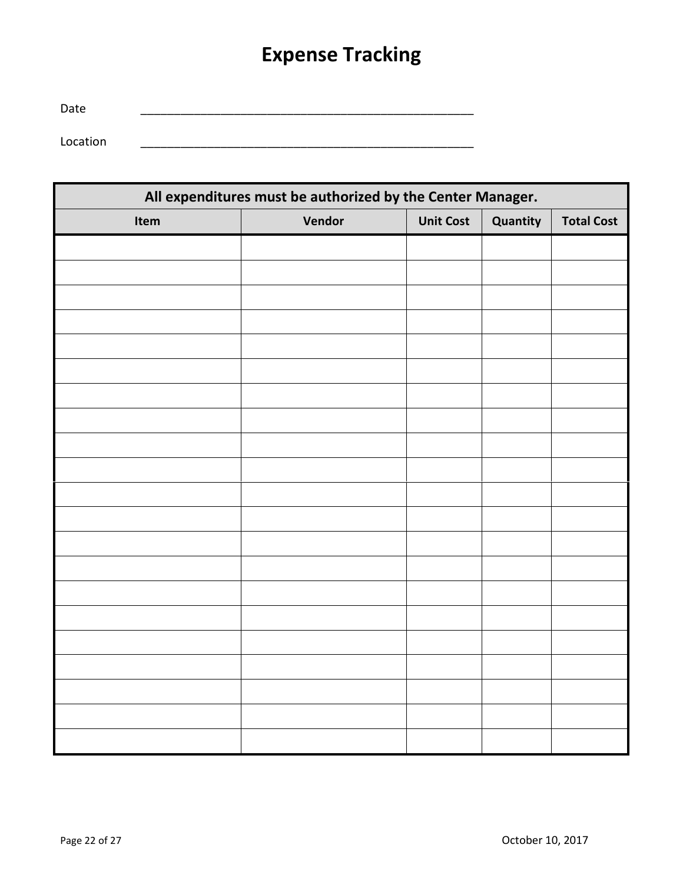# Expense Tracking

Date \_\_\_\_\_\_\_\_\_\_\_\_\_\_\_\_\_\_\_\_\_\_\_\_\_\_\_\_\_\_\_\_\_\_\_\_\_\_\_\_\_\_\_\_\_\_\_\_

Location \_\_\_\_\_\_\_\_\_\_\_\_\_\_\_\_\_\_\_\_\_\_\_\_\_\_\_\_\_\_\_\_\_\_\_\_\_\_\_\_\_\_\_\_\_\_\_\_

| All expenditures must be authorized by the Center Manager. | | | | |
|---|---|---|---|---|
| **Item** | **Vendor** | **Unit Cost** | **Quantity** | **Total Cost** |
| | | | | |
| | | | | |
| | | | | |
| | | | | |
| | | | | |
| | | | | |
| | | | | |
| | | | | |
| | | | | |
| | | | | |
| | | | | |
| | | | | |
| | | | | |
| | | | | |
| | | | | |
| | | | | |
| | | | | |
| | | | | |
| | | | | |
| | | | | |
| | | | | |

October 10, 2017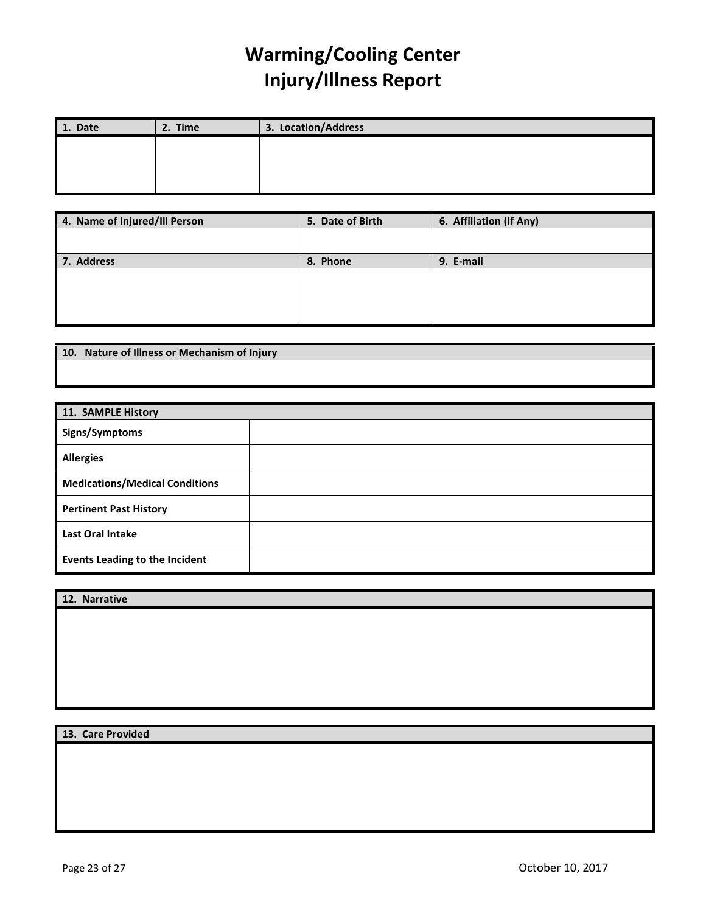# Warming/Cooling Center
# Injury/Illness Report

| 1. Date | 2. Time | 3. Location/Address |
|---|---|---|
| | | |

| 4. Name of Injured/Ill Person | 5. Date of Birth | 6. Affiliation (If Any) |
|---|---|---|
| | | |
| **7. Address** | **8. Phone** | **9. E-mail** |
| | | |

| 10. Nature of Illness or Mechanism of Injury |
|---|
| |

| 11. SAMPLE History | |
|---|---|
| **Signs/Symptoms** | |
| **Allergies** | |
| **Medications/Medical Conditions** | |
| **Pertinent Past History** | |
| **Last Oral Intake** | |
| **Events Leading to the Incident** | |

| 12. Narrative |
|---|
| |

| 13. Care Provided |
|---|
| |

October 10, 2017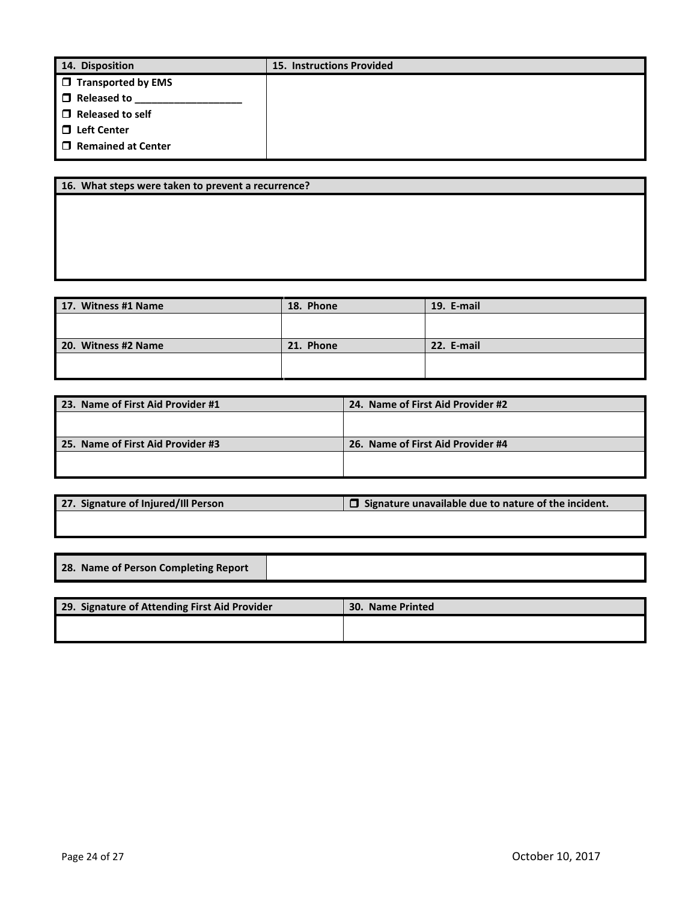| 14. Disposition | 15. Instructions Provided |
| --- | --- |
| ☐ Transported by EMS<br>☐ Released to ___________________<br>☐ Released to self<br>☐ Left Center<br>☐ Remained at Center | |

| 16. What steps were taken to prevent a recurrence? |
| --- |
| |

| 17. Witness #1 Name | 18. Phone | 19. E-mail |
| --- | --- | --- |
| | | |
| **20. Witness #2 Name** | **21. Phone** | **22. E-mail** |
| | | |

| 23. Name of First Aid Provider #1 | 24. Name of First Aid Provider #2 |
| --- | --- |
| | |
| **25. Name of First Aid Provider #3** | **26. Name of First Aid Provider #4** |
| | |

| 27. Signature of Injured/Ill Person | ☐ Signature unavailable due to nature of the incident. |
| --- | --- |
| | |

| 28. Name of Person Completing Report | |
| --- | --- |

| 29. Signature of Attending First Aid Provider | 30. Name Printed |
| --- | --- |
| | |

October 10, 2017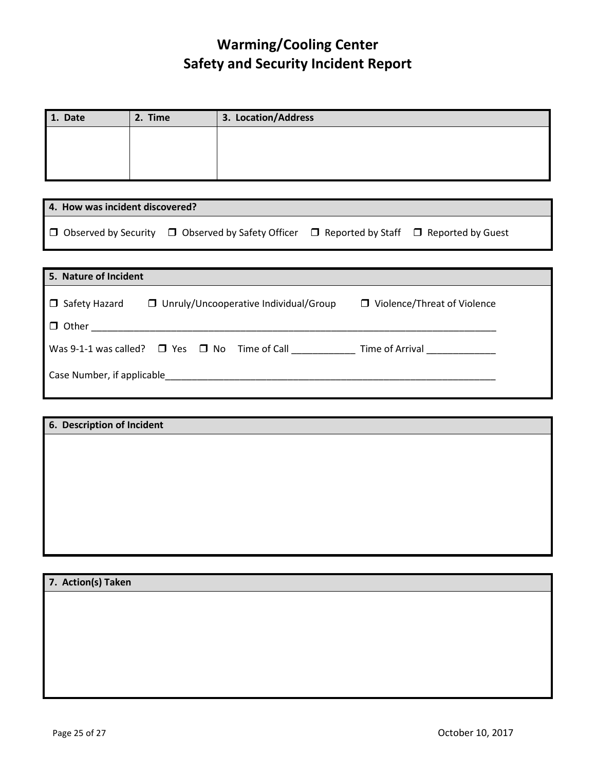# Warming/Cooling Center
# Safety and Security Incident Report

| 1. Date | 2. Time | 3. Location/Address |
|---|---|---|
| | | |

| 4. How was incident discovered? |
|---|
| ❒ Observed by Security ❒ Observed by Safety Officer ❒ Reported by Staff ❒ Reported by Guest |

| 5. Nature of Incident |
|---|
| ❒ Safety Hazard ❒ Unruly/Uncooperative Individual/Group ❒ Violence/Threat of Violence |
| ❒ Other ________________________________________________________________________________ |
| Was 9-1-1 was called? ❒ Yes ❒ No Time of Call ____________ Time of Arrival _____________ |
| Case Number, if applicable_________________________________________________________________ |

| 6. Description of Incident |
|---|
| |

| 7. Action(s) Taken |
|---|
| |

October 10, 2017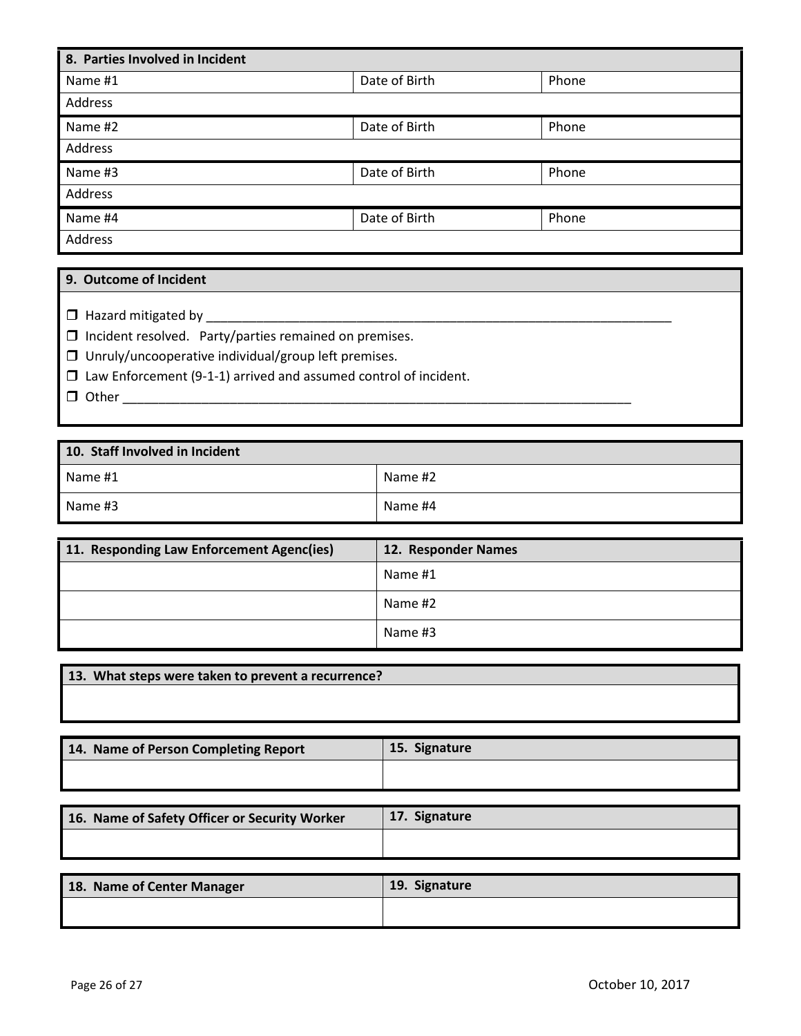| 8. Parties Involved in Incident | | |
|---|---|---|
| Name #1 | Date of Birth | Phone |
| Address | | |
| Name #2 | Date of Birth | Phone |
| Address | | |
| Name #3 | Date of Birth | Phone |
| Address | | |
| Name #4 | Date of Birth | Phone |
| Address | | |

**9. Outcome of Incident**

- ☐ Hazard mitigated by ______________________________________________________________________
- ☐ Incident resolved. Party/parties remained on premises.
- ☐ Unruly/uncooperative individual/group left premises.
- ☐ Law Enforcement (9-1-1) arrived and assumed control of incident.
- ☐ Other ___________________________________________________________________________

| 10. Staff Involved in Incident | |
|---|---|
| Name #1 | Name #2 |
| Name #3 | Name #4 |

| 11. Responding Law Enforcement Agenc(ies) | 12. Responder Names |
|---|---|
| | Name #1 |
| | Name #2 |
| | Name #3 |

| 13. What steps were taken to prevent a recurrence? |
|---|
| |

| 14. Name of Person Completing Report | 15. Signature |
|---|---|
| | |

| 16. Name of Safety Officer or Security Worker | 17. Signature |
|---|---|
| | |

| 18. Name of Center Manager | 19. Signature |
|---|---|
| | |

October 10, 2017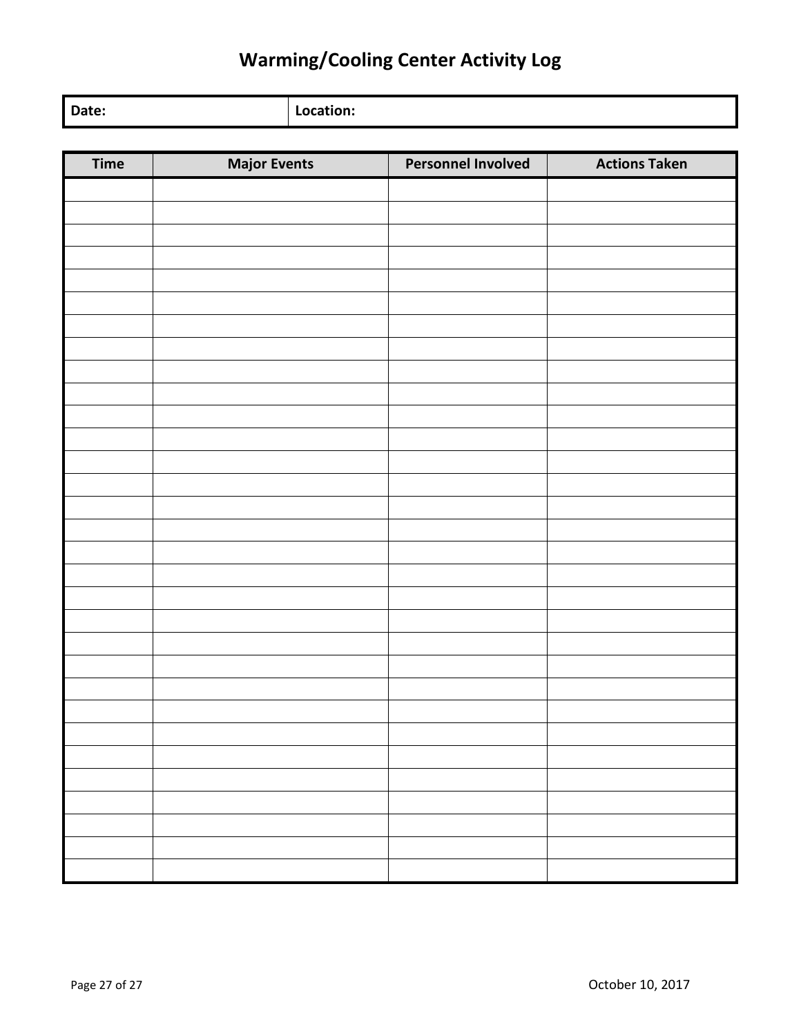# Warming/Cooling Center Activity Log

| Date: | Location: |
|---|---|

| Time | Major Events | Personnel Involved | Actions Taken |
|---|---|---|---|
| | | | |
| | | | |
| | | | |
| | | | |
| | | | |
| | | | |
| | | | |
| | | | |
| | | | |
| | | | |
| | | | |
| | | | |
| | | | |
| | | | |
| | | | |
| | | | |
| | | | |
| | | | |
| | | | |
| | | | |
| | | | |
| | | | |
| | | | |
| | | | |
| | | | |
| | | | |
| | | | |
| | | | |
| | | | |
| | | | |
| | | | |

October 10, 2017